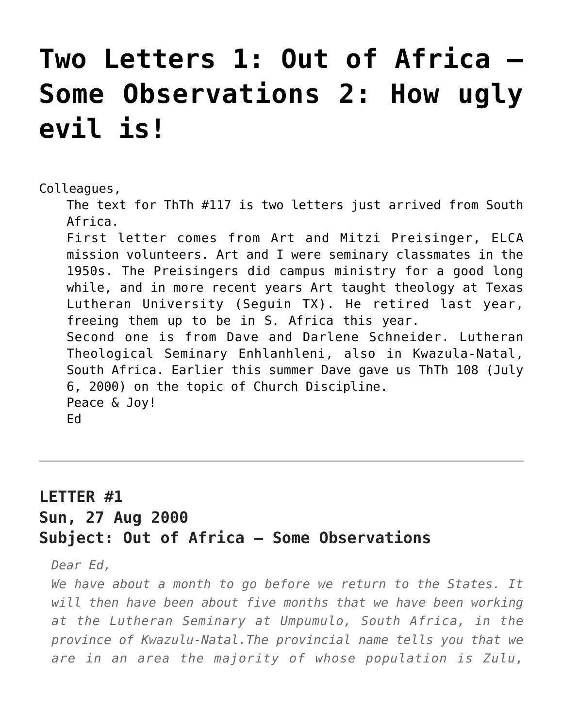# Two Letters 1: Out of Africa – Some Observations 2: How ugly evil is!

Colleagues,

The text for ThTh #117 is two letters just arrived from South Africa.

First letter comes from Art and Mitzi Preisinger, ELCA mission volunteers. Art and I were seminary classmates in the 1950s. The Preisingers did campus ministry for a good long while, and in more recent years Art taught theology at Texas Lutheran University (Seguin TX). He retired last year, freeing them up to be in S. Africa this year.

Second one is from Dave and Darlene Schneider. Lutheran Theological Seminary Enhlanhleni, also in Kwazula-Natal, South Africa. Earlier this summer Dave gave us ThTh 108 (July 6, 2000) on the topic of Church Discipline.

Peace & Joy!

Ed

---

### LETTER #1
### Sun, 27 Aug 2000
### Subject: Out of Africa – Some Observations

*Dear Ed,*

*We have about a month to go before we return to the States. It will then have been about five months that we have been working at the Lutheran Seminary at Umpumulo, South Africa, in the province of Kwazulu-Natal.The provincial name tells you that we are in an area the majority of whose population is Zulu,*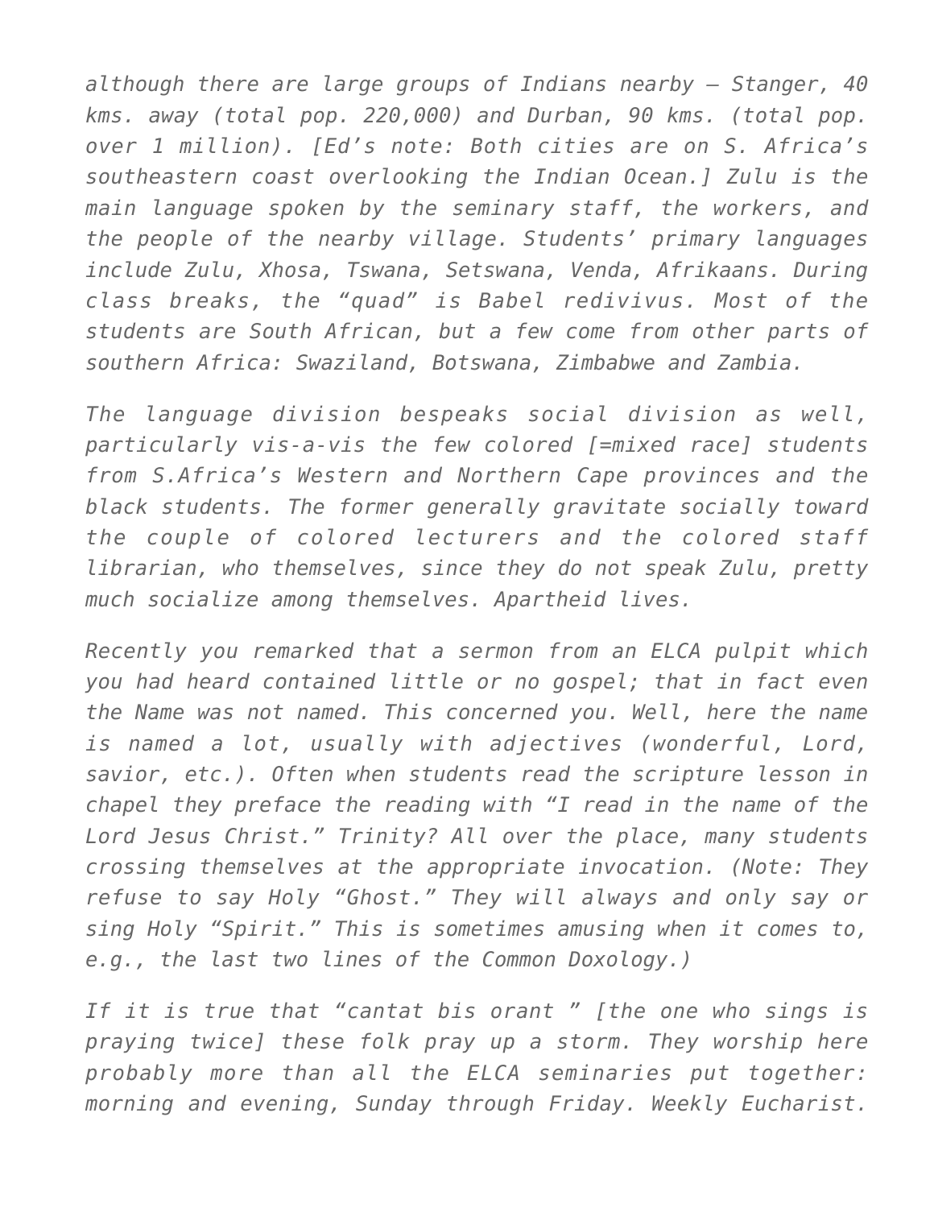*although there are large groups of Indians nearby – Stanger, 40 kms. away (total pop. 220,000) and Durban, 90 kms. (total pop. over 1 million). [Ed's note: Both cities are on S. Africa's southeastern coast overlooking the Indian Ocean.] Zulu is the main language spoken by the seminary staff, the workers, and the people of the nearby village. Students' primary languages include Zulu, Xhosa, Tswana, Setswana, Venda, Afrikaans. During class breaks, the "quad" is Babel redivivus. Most of the students are South African, but a few come from other parts of southern Africa: Swaziland, Botswana, Zimbabwe and Zambia.*

*The language division bespeaks social division as well, particularly vis-a-vis the few colored [=mixed race] students from S.Africa's Western and Northern Cape provinces and the black students. The former generally gravitate socially toward the couple of colored lecturers and the colored staff librarian, who themselves, since they do not speak Zulu, pretty much socialize among themselves. Apartheid lives.*

*Recently you remarked that a sermon from an ELCA pulpit which you had heard contained little or no gospel; that in fact even the Name was not named. This concerned you. Well, here the name is named a lot, usually with adjectives (wonderful, Lord, savior, etc.). Often when students read the scripture lesson in chapel they preface the reading with "I read in the name of the Lord Jesus Christ." Trinity? All over the place, many students crossing themselves at the appropriate invocation. (Note: They refuse to say Holy "Ghost." They will always and only say or sing Holy "Spirit." This is sometimes amusing when it comes to, e.g., the last two lines of the Common Doxology.)*

*If it is true that "cantat bis orant " [the one who sings is praying twice] these folk pray up a storm. They worship here probably more than all the ELCA seminaries put together: morning and evening, Sunday through Friday. Weekly Eucharist.*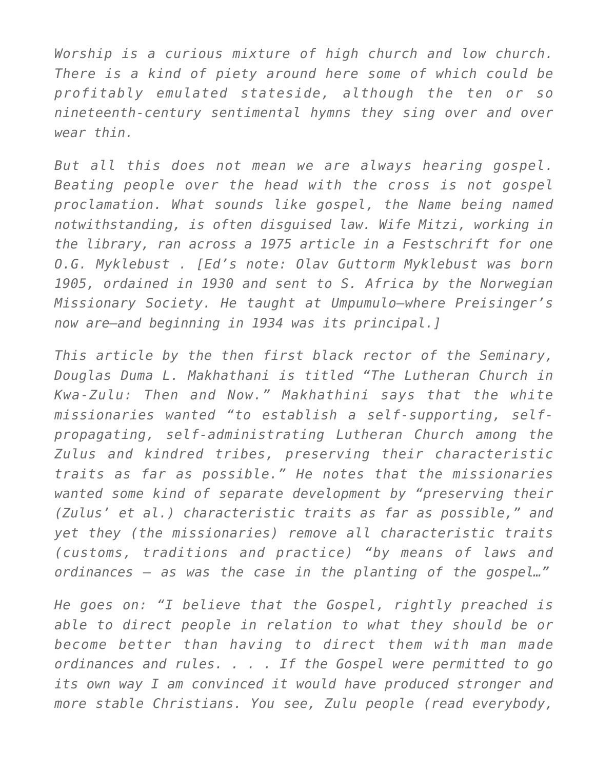*Worship is a curious mixture of high church and low church. There is a kind of piety around here some of which could be profitably emulated stateside, although the ten or so nineteenth-century sentimental hymns they sing over and over wear thin.*

*But all this does not mean we are always hearing gospel. Beating people over the head with the cross is not gospel proclamation. What sounds like gospel, the Name being named notwithstanding, is often disguised law. Wife Mitzi, working in the library, ran across a 1975 article in a Festschrift for one O.G. Myklebust . [Ed's note: Olav Guttorm Myklebust was born 1905, ordained in 1930 and sent to S. Africa by the Norwegian Missionary Society. He taught at Umpumulo—where Preisinger's now are—and beginning in 1934 was its principal.]*

*This article by the then first black rector of the Seminary, Douglas Duma L. Makhathani is titled "The Lutheran Church in Kwa-Zulu: Then and Now." Makhathini says that the white missionaries wanted "to establish a self-supporting, self-propagating, self-administrating Lutheran Church among the Zulus and kindred tribes, preserving their characteristic traits as far as possible." He notes that the missionaries wanted some kind of separate development by "preserving their (Zulus' et al.) characteristic traits as far as possible," and yet they (the missionaries) remove all characteristic traits (customs, traditions and practice) "by means of laws and ordinances – as was the case in the planting of the gospel…"*

*He goes on: "I believe that the Gospel, rightly preached is able to direct people in relation to what they should be or become better than having to direct them with man made ordinances and rules. . . . If the Gospel were permitted to go its own way I am convinced it would have produced stronger and more stable Christians. You see, Zulu people (read everybody,*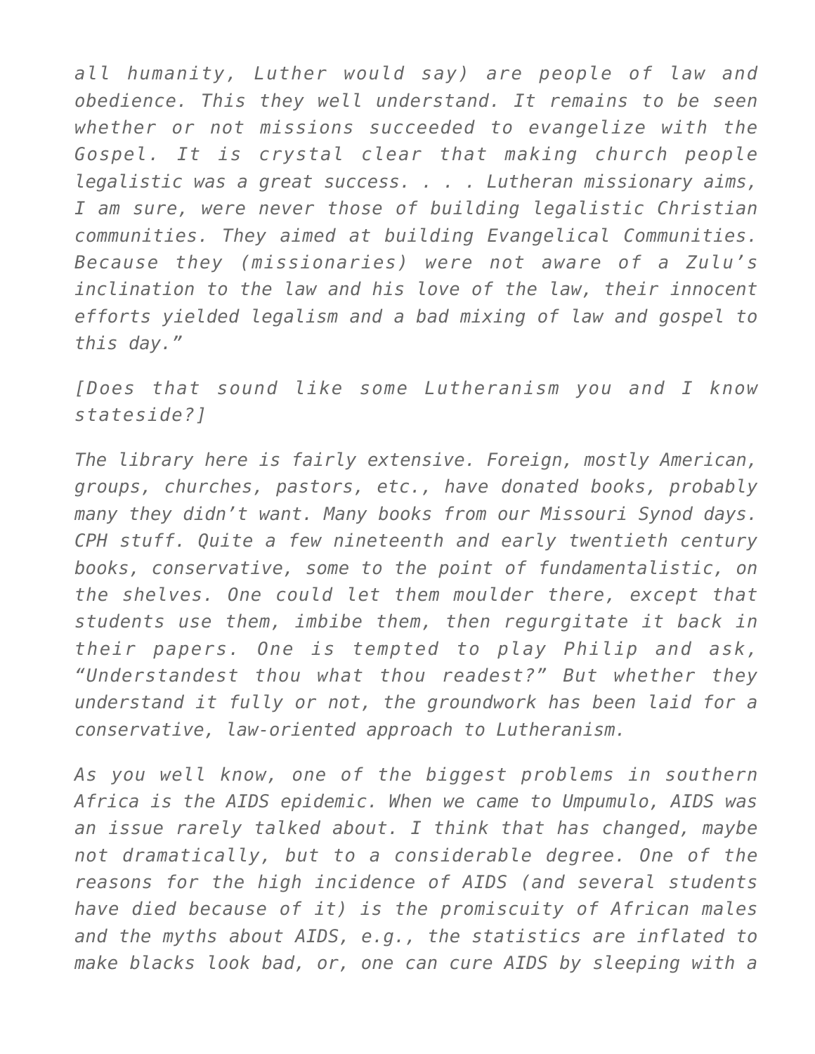*all humanity, Luther would say) are people of law and obedience. This they well understand. It remains to be seen whether or not missions succeeded to evangelize with the Gospel. It is crystal clear that making church people legalistic was a great success. . . . Lutheran missionary aims, I am sure, were never those of building legalistic Christian communities. They aimed at building Evangelical Communities. Because they (missionaries) were not aware of a Zulu's inclination to the law and his love of the law, their innocent efforts yielded legalism and a bad mixing of law and gospel to this day."*

*[Does that sound like some Lutheranism you and I know stateside?]*

*The library here is fairly extensive. Foreign, mostly American, groups, churches, pastors, etc., have donated books, probably many they didn't want. Many books from our Missouri Synod days. CPH stuff. Quite a few nineteenth and early twentieth century books, conservative, some to the point of fundamentalistic, on the shelves. One could let them moulder there, except that students use them, imbibe them, then regurgitate it back in their papers. One is tempted to play Philip and ask, "Understandest thou what thou readest?" But whether they understand it fully or not, the groundwork has been laid for a conservative, law-oriented approach to Lutheranism.*

*As you well know, one of the biggest problems in southern Africa is the AIDS epidemic. When we came to Umpumulo, AIDS was an issue rarely talked about. I think that has changed, maybe not dramatically, but to a considerable degree. One of the reasons for the high incidence of AIDS (and several students have died because of it) is the promiscuity of African males and the myths about AIDS, e.g., the statistics are inflated to make blacks look bad, or, one can cure AIDS by sleeping with a*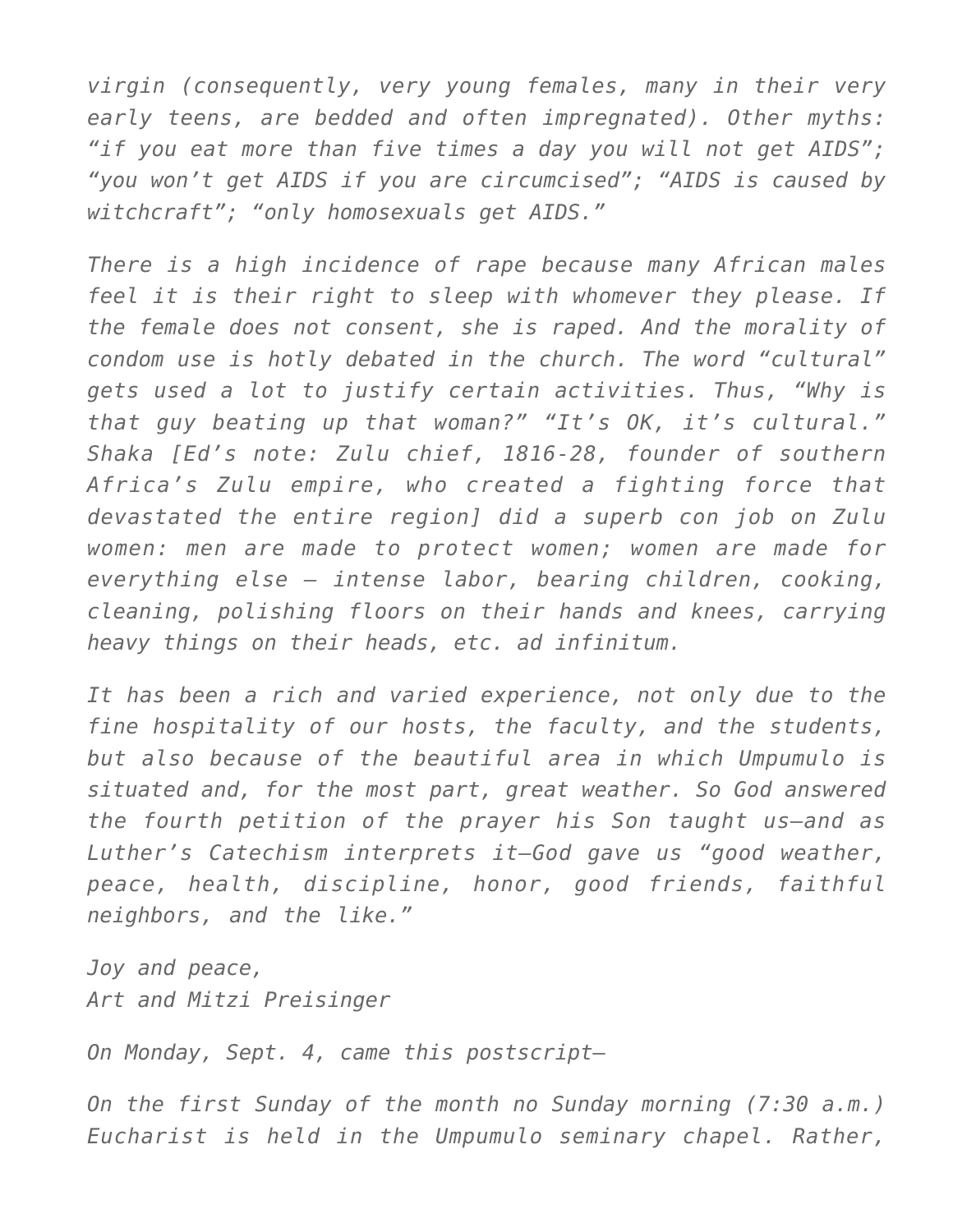*virgin (consequently, very young females, many in their very early teens, are bedded and often impregnated). Other myths: "if you eat more than five times a day you will not get AIDS"; "you won't get AIDS if you are circumcised"; "AIDS is caused by witchcraft"; "only homosexuals get AIDS."*

*There is a high incidence of rape because many African males feel it is their right to sleep with whomever they please. If the female does not consent, she is raped. And the morality of condom use is hotly debated in the church. The word "cultural" gets used a lot to justify certain activities. Thus, "Why is that guy beating up that woman?" "It's OK, it's cultural." Shaka [Ed's note: Zulu chief, 1816-28, founder of southern Africa's Zulu empire, who created a fighting force that devastated the entire region] did a superb con job on Zulu women: men are made to protect women; women are made for everything else – intense labor, bearing children, cooking, cleaning, polishing floors on their hands and knees, carrying heavy things on their heads, etc. ad infinitum.*

*It has been a rich and varied experience, not only due to the fine hospitality of our hosts, the faculty, and the students, but also because of the beautiful area in which Umpumulo is situated and, for the most part, great weather. So God answered the fourth petition of the prayer his Son taught us—and as Luther's Catechism interprets it—God gave us "good weather, peace, health, discipline, honor, good friends, faithful neighbors, and the like."*

*Joy and peace,*
*Art and Mitzi Preisinger*

*On Monday, Sept. 4, came this postscript—*

*On the first Sunday of the month no Sunday morning (7:30 a.m.) Eucharist is held in the Umpumulo seminary chapel. Rather,*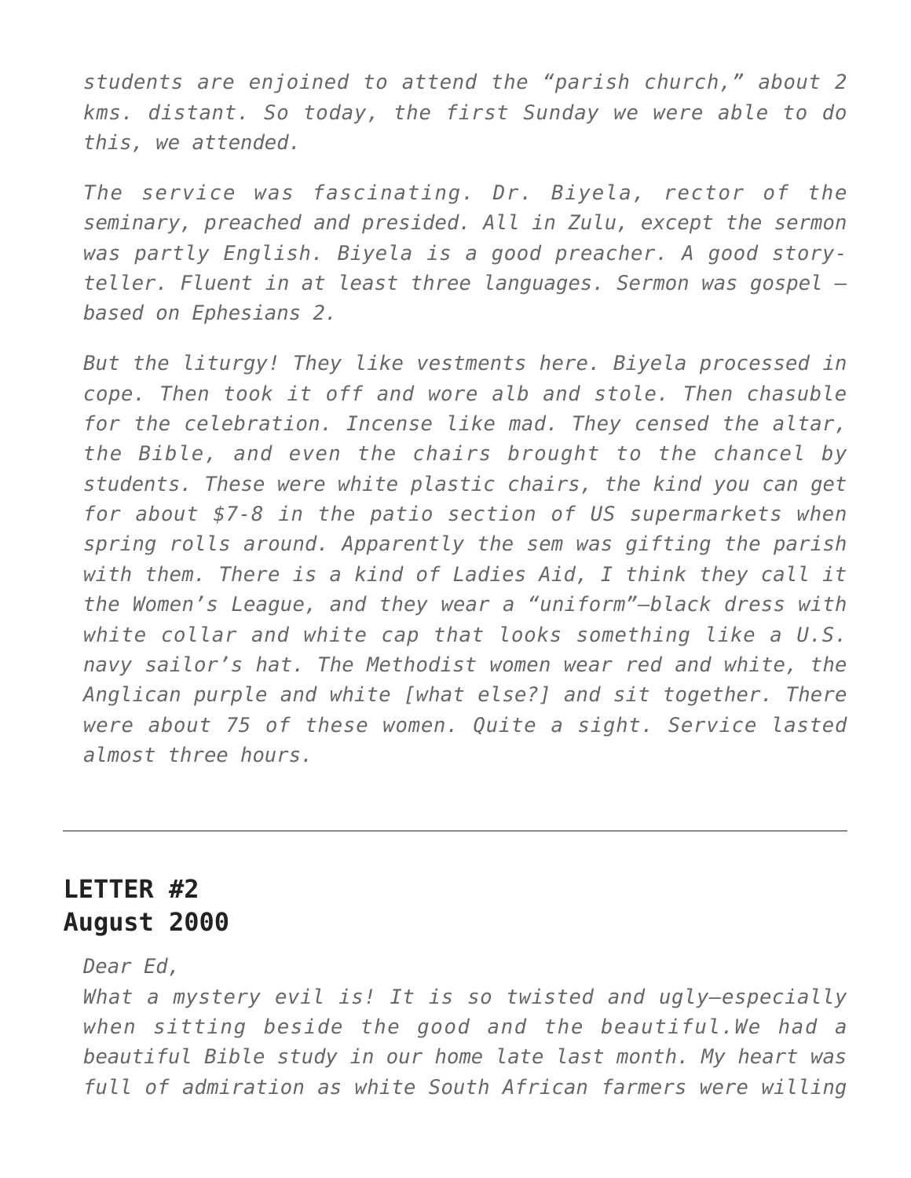*students are enjoined to attend the "parish church," about 2 kms. distant. So today, the first Sunday we were able to do this, we attended.*

*The service was fascinating. Dr. Biyela, rector of the seminary, preached and presided. All in Zulu, except the sermon was partly English. Biyela is a good preacher. A good story-teller. Fluent in at least three languages. Sermon was gospel – based on Ephesians 2.*

*But the liturgy! They like vestments here. Biyela processed in cope. Then took it off and wore alb and stole. Then chasuble for the celebration. Incense like mad. They censed the altar, the Bible, and even the chairs brought to the chancel by students. These were white plastic chairs, the kind you can get for about $7-8 in the patio section of US supermarkets when spring rolls around. Apparently the sem was gifting the parish with them. There is a kind of Ladies Aid, I think they call it the Women's League, and they wear a "uniform"—black dress with white collar and white cap that looks something like a U.S. navy sailor's hat. The Methodist women wear red and white, the Anglican purple and white [what else?] and sit together. There were about 75 of these women. Quite a sight. Service lasted almost three hours.*

---

## LETTER #2
## August 2000

*Dear Ed,*
*What a mystery evil is! It is so twisted and ugly—especially when sitting beside the good and the beautiful.We had a beautiful Bible study in our home late last month. My heart was full of admiration as white South African farmers were willing*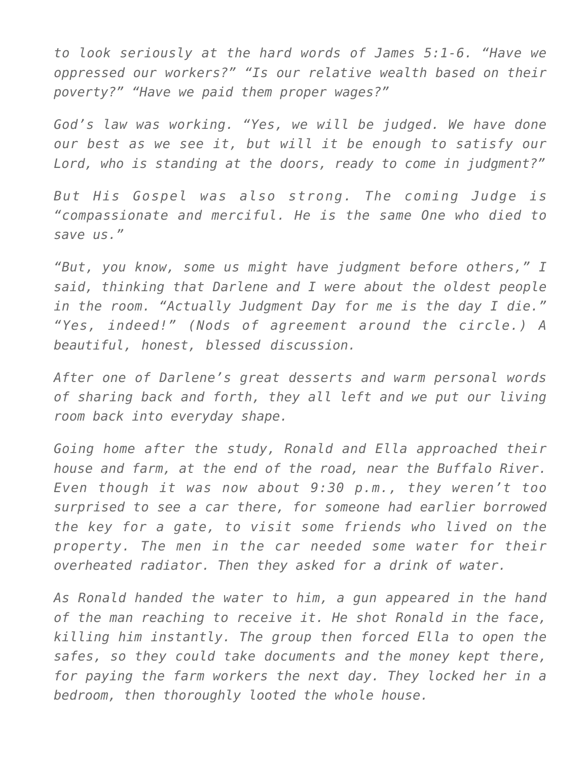*to look seriously at the hard words of James 5:1-6. “Have we oppressed our workers?” “Is our relative wealth based on their poverty?” “Have we paid them proper wages?”*

*God’s law was working. “Yes, we will be judged. We have done our best as we see it, but will it be enough to satisfy our Lord, who is standing at the doors, ready to come in judgment?”*

*But His Gospel was also strong. The coming Judge is “compassionate and merciful. He is the same One who died to save us.”*

*“But, you know, some us might have judgment before others,” I said, thinking that Darlene and I were about the oldest people in the room. “Actually Judgment Day for me is the day I die.” “Yes, indeed!” (Nods of agreement around the circle.) A beautiful, honest, blessed discussion.*

*After one of Darlene’s great desserts and warm personal words of sharing back and forth, they all left and we put our living room back into everyday shape.*

*Going home after the study, Ronald and Ella approached their house and farm, at the end of the road, near the Buffalo River. Even though it was now about 9:30 p.m., they weren’t too surprised to see a car there, for someone had earlier borrowed the key for a gate, to visit some friends who lived on the property. The men in the car needed some water for their overheated radiator. Then they asked for a drink of water.*

*As Ronald handed the water to him, a gun appeared in the hand of the man reaching to receive it. He shot Ronald in the face, killing him instantly. The group then forced Ella to open the safes, so they could take documents and the money kept there, for paying the farm workers the next day. They locked her in a bedroom, then thoroughly looted the whole house.*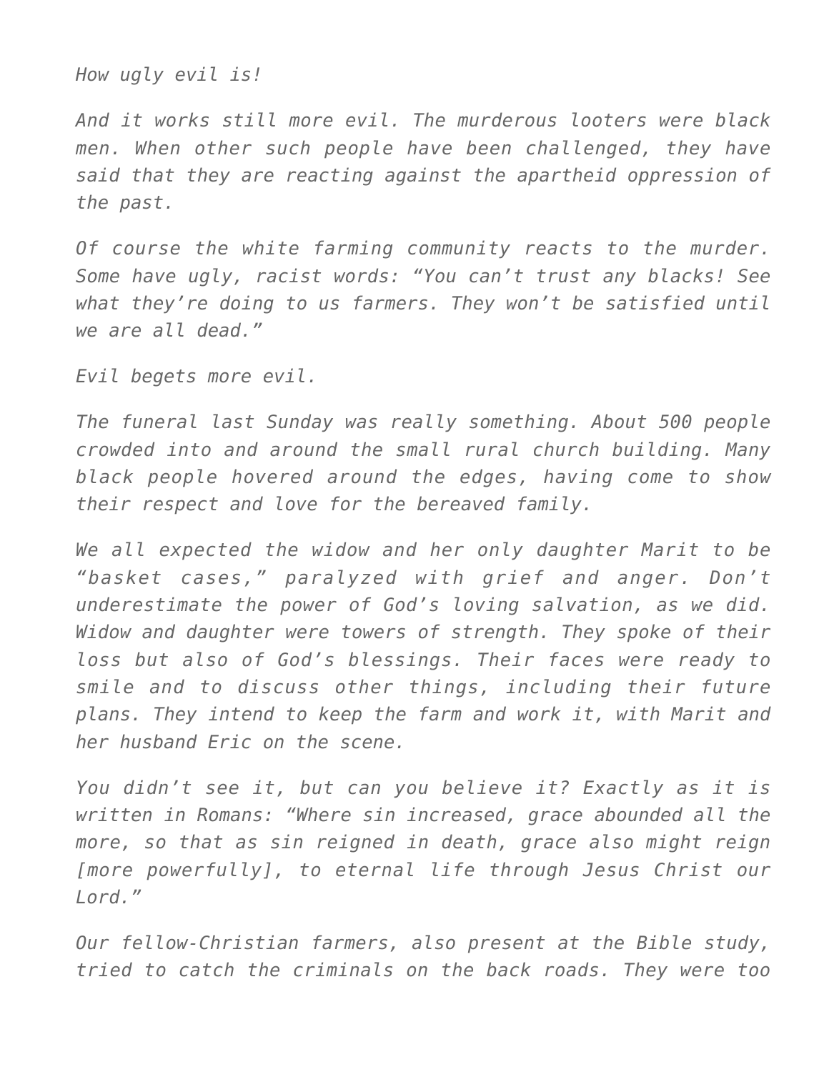*How ugly evil is!*

*And it works still more evil. The murderous looters were black men. When other such people have been challenged, they have said that they are reacting against the apartheid oppression of the past.*

*Of course the white farming community reacts to the murder. Some have ugly, racist words: "You can't trust any blacks! See what they're doing to us farmers. They won't be satisfied until we are all dead."*

*Evil begets more evil.*

*The funeral last Sunday was really something. About 500 people crowded into and around the small rural church building. Many black people hovered around the edges, having come to show their respect and love for the bereaved family.*

*We all expected the widow and her only daughter Marit to be "basket cases," paralyzed with grief and anger. Don't underestimate the power of God's loving salvation, as we did. Widow and daughter were towers of strength. They spoke of their loss but also of God's blessings. Their faces were ready to smile and to discuss other things, including their future plans. They intend to keep the farm and work it, with Marit and her husband Eric on the scene.*

*You didn't see it, but can you believe it? Exactly as it is written in Romans: "Where sin increased, grace abounded all the more, so that as sin reigned in death, grace also might reign [more powerfully], to eternal life through Jesus Christ our Lord."*

*Our fellow-Christian farmers, also present at the Bible study, tried to catch the criminals on the back roads. They were too*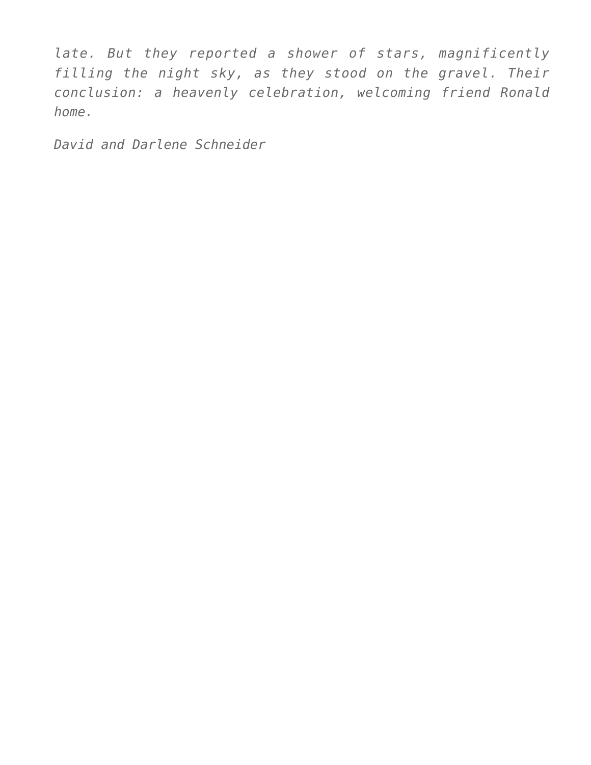*late. But they reported a shower of stars, magnificently filling the night sky, as they stood on the gravel. Their conclusion: a heavenly celebration, welcoming friend Ronald home.*

*David and Darlene Schneider*